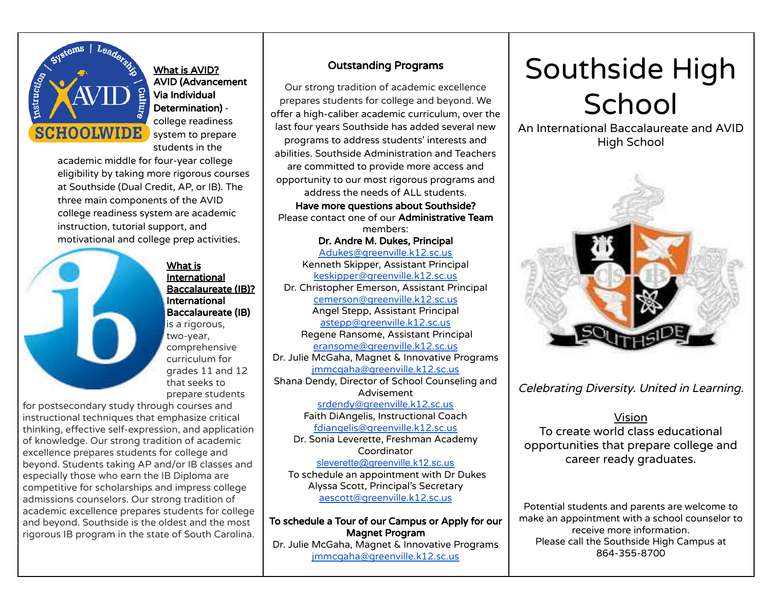**What is AVID?**

**AVID (Advancement Via Individual Determination)** - college readiness system to prepare students in the academic middle for four-year college eligibility by taking more rigorous courses at Southside (Dual Credit, AP, or IB). The three main components of the AVID college readiness system are academic instruction, tutorial support, and motivational and college prep activities.

**What is International Baccalaureate (IB)?**

**International Baccalaureate (IB)** is a rigorous, two-year, comprehensive curriculum for grades 11 and 12 that seeks to prepare students for postsecondary study through courses and instructional techniques that emphasize critical thinking, effective self-expression, and application of knowledge. Our strong tradition of academic excellence prepares students for college and beyond. Students taking AP and/or IB classes and especially those who earn the IB Diploma are competitive for scholarships and impress college admissions counselors. Our strong tradition of academic excellence prepares students for college and beyond. Southside is the oldest and the most rigorous IB program in the state of South Carolina.

## Outstanding Programs

Our strong tradition of academic excellence prepares students for college and beyond. We offer a high-caliber academic curriculum, over the last four years Southside has added several new programs to address students' interests and abilities. Southside Administration and Teachers are committed to provide more access and opportunity to our most rigorous programs and address the needs of ALL students.

**Have more questions about Southside?**

Please contact one of our **Administrative Team** members:

**Dr. Andre M. Dukes, Principal**
Adukes@greenville.k12.sc.us

Kenneth Skipper, Assistant Principal
keskipper@greenville.k12.sc.us

Dr. Christopher Emerson, Assistant Principal
cemerson@greenville.k12.sc.us

Angel Stepp, Assistant Principal
astepp@greenville.k12.sc.us

Regene Ransome, Assistant Principal
eransome@greenville.k12.sc.us

Dr. Julie McGaha, Magnet & Innovative Programs
jmmcgaha@greenville.k12.sc.us

Shana Dendy, Director of School Counseling and Advisement
srdendy@greenville.k12.sc.us

Faith DiAngelis, Instructional Coach
fdiangelis@greenville.k12.sc.us

Dr. Sonia Leverette, Freshman Academy Coordinator
sleverette@greenville.k12.sc.us

To schedule an appointment with Dr Dukes
Alyssa Scott, Principal's Secretary
aescott@greenville.k12.sc.us

**To schedule a Tour of our Campus or Apply for our Magnet Program**

Dr. Julie McGaha, Magnet & Innovative Programs
jmmcgaha@greenville.k12.sc.us

# Southside High School

An International Baccalaureate and AVID High School

*Celebrating Diversity. United in Learning.*

**Vision**

To create world class educational opportunities that prepare college and career ready graduates.

Potential students and parents are welcome to make an appointment with a school counselor to receive more information.
Please call the Southside High Campus at 864-355-8700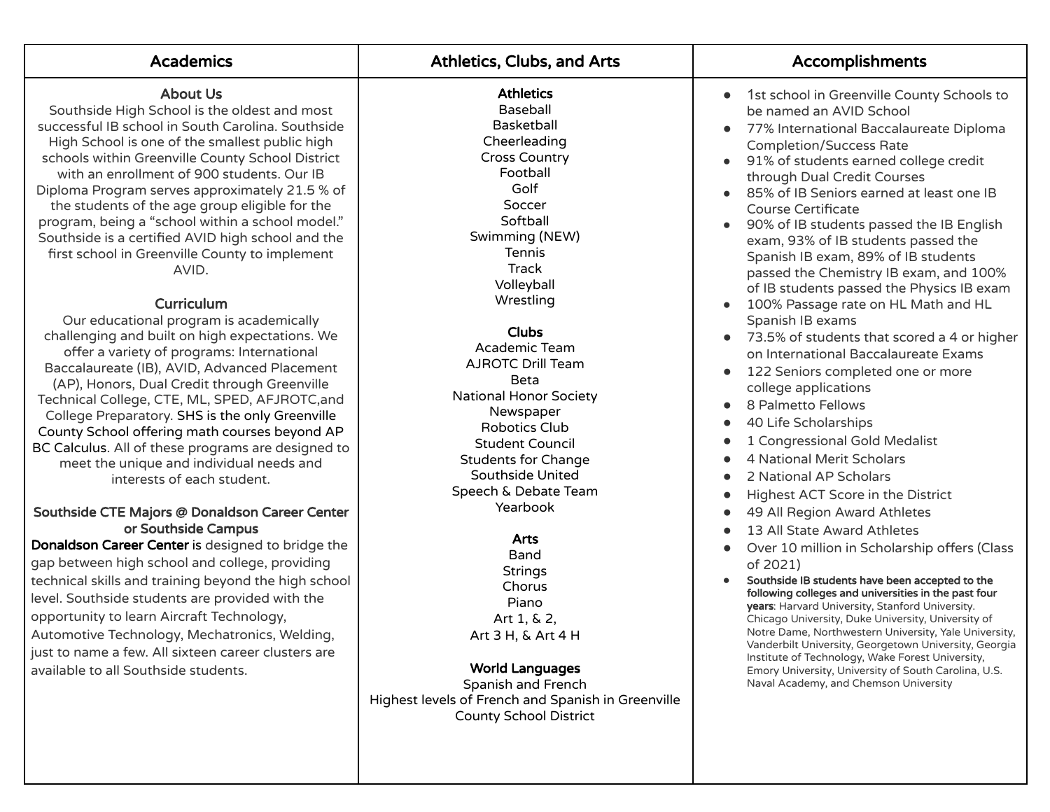| Academics | Athletics, Clubs, and Arts | Accomplishments |
|---|---|---|
| **About Us**<br>Southside High School is the oldest and most successful IB school in South Carolina. Southside High School is one of the smallest public high schools within Greenville County School District with an enrollment of 900 students. Our IB Diploma Program serves approximately 21.5 % of the students of the age group eligible for the program, being a "school within a school model." Southside is a certified AVID high school and the first school in Greenville County to implement AVID.<br><br>**Curriculum**<br>Our educational program is academically challenging and built on high expectations. We offer a variety of programs: International Baccalaureate (IB), AVID, Advanced Placement (AP), Honors, Dual Credit through Greenville Technical College, CTE, ML, SPED, AFJROTC,and College Preparatory. SHS is the only Greenville County School offering math courses beyond AP BC Calculus. All of these programs are designed to meet the unique and individual needs and interests of each student.<br><br>**Southside CTE Majors @ Donaldson Career Center or Southside Campus**<br>Donaldson Career Center is designed to bridge the gap between high school and college, providing technical skills and training beyond the high school level. Southside students are provided with the opportunity to learn Aircraft Technology, Automotive Technology, Mechatronics, Welding, just to name a few. All sixteen career clusters are available to all Southside students. | **Athletics**<br>Baseball<br>Basketball<br>Cheerleading<br>Cross Country<br>Football<br>Golf<br>Soccer<br>Softball<br>Swimming (NEW)<br>Tennis<br>Track<br>Volleyball<br>Wrestling<br><br>**Clubs**<br>Academic Team<br>AJROTC Drill Team<br>Beta<br>National Honor Society<br>Newspaper<br>Robotics Club<br>Student Council<br>Students for Change<br>Southside United<br>Speech & Debate Team<br>Yearbook<br><br>**Arts**<br>Band<br>Strings<br>Chorus<br>Piano<br>Art 1, & 2,<br>Art 3 H, & Art 4 H<br><br>**World Languages**<br>Spanish and French<br>Highest levels of French and Spanish in Greenville County School District | • 1st school in Greenville County Schools to be named an AVID School<br>• 77% International Baccalaureate Diploma Completion/Success Rate<br>• 91% of students earned college credit through Dual Credit Courses<br>• 85% of IB Seniors earned at least one IB Course Certificate<br>• 90% of IB students passed the IB English exam, 93% of IB students passed the Spanish IB exam, 89% of IB students passed the Chemistry IB exam, and 100% of IB students passed the Physics IB exam<br>• 100% Passage rate on HL Math and HL Spanish IB exams<br>• 73.5% of students that scored a 4 or higher on International Baccalaureate Exams<br>• 122 Seniors completed one or more college applications<br>• 8 Palmetto Fellows<br>• 40 Life Scholarships<br>• 1 Congressional Gold Medalist<br>• 4 National Merit Scholars<br>• 2 National AP Scholars<br>• Highest ACT Score in the District<br>• 49 All Region Award Athletes<br>• 13 All State Award Athletes<br>• Over 10 million in Scholarship offers (Class of 2021)<br>• **Southside IB students have been accepted to the following colleges and universities in the past four years**: Harvard University, Stanford University. Chicago University, Duke University, University of Notre Dame, Northwestern University, Yale University, Vanderbilt University, Georgetown University, Georgia Institute of Technology, Wake Forest University, Emory University, University of South Carolina, U.S. Naval Academy, and Chemson University |